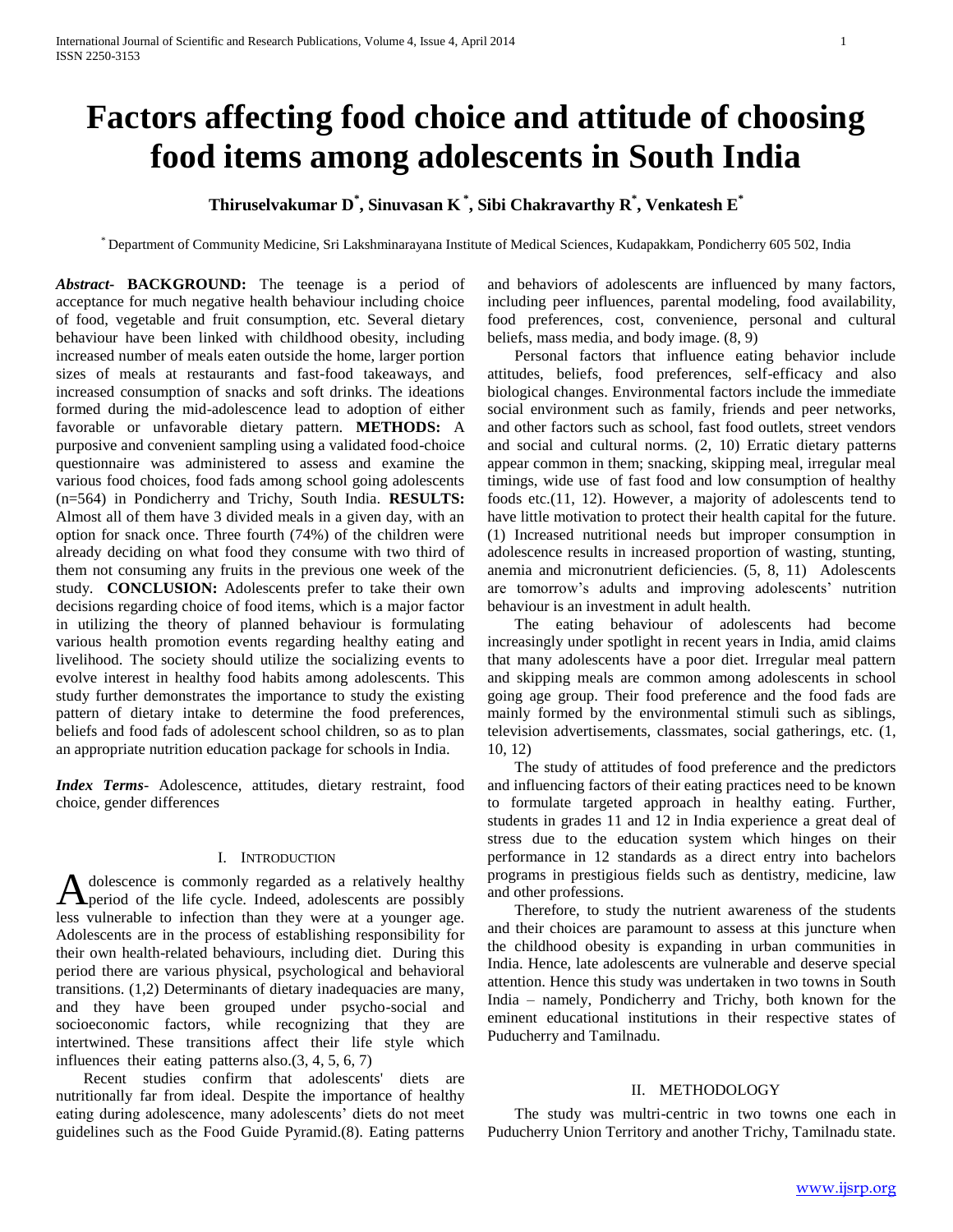# Factors affecting food choice and attitude of choosing food items among adolescents in South India

**Thiruselvakumar D[*], Sinuvasan K[*], Sibi Chakravarthy R[*], Venkatesh E[*]**

[*] Department of Community Medicine, Sri Lakshminarayana Institute of Medical Sciences, Kudapakkam, Pondicherry 605 502, India

***Abstract***- **BACKGROUND:** The teenage is a period of acceptance for much negative health behaviour including choice of food, vegetable and fruit consumption, etc. Several dietary behaviour have been linked with childhood obesity, including increased number of meals eaten outside the home, larger portion sizes of meals at restaurants and fast-food takeaways, and increased consumption of snacks and soft drinks. The ideations formed during the mid-adolescence lead to adoption of either favorable or unfavorable dietary pattern. **METHODS:** A purposive and convenient sampling using a validated food-choice questionnaire was administered to assess and examine the various food choices, food fads among school going adolescents (n=564) in Pondicherry and Trichy, South India. **RESULTS:** Almost all of them have 3 divided meals in a given day, with an option for snack once. Three fourth (74%) of the children were already deciding on what food they consume with two third of them not consuming any fruits in the previous one week of the study. **CONCLUSION:** Adolescents prefer to take their own decisions regarding choice of food items, which is a major factor in utilizing the theory of planned behaviour is formulating various health promotion events regarding healthy eating and livelihood. The society should utilize the socializing events to evolve interest in healthy food habits among adolescents. This study further demonstrates the importance to study the existing pattern of dietary intake to determine the food preferences, beliefs and food fads of adolescent school children, so as to plan an appropriate nutrition education package for schools in India.

***Index Terms***- Adolescence, attitudes, dietary restraint, food choice, gender differences

## I. Introduction

Adolescence is commonly regarded as a relatively healthy period of the life cycle. Indeed, adolescents are possibly less vulnerable to infection than they were at a younger age. Adolescents are in the process of establishing responsibility for their own health-related behaviours, including diet. During this period there are various physical, psychological and behavioral transitions. (1,2) Determinants of dietary inadequacies are many, and they have been grouped under psycho-social and socioeconomic factors, while recognizing that they are intertwined. These transitions affect their life style which influences their eating patterns also.(3, 4, 5, 6, 7)

Recent studies confirm that adolescents' diets are nutritionally far from ideal. Despite the importance of healthy eating during adolescence, many adolescents' diets do not meet guidelines such as the Food Guide Pyramid.(8). Eating patterns and behaviors of adolescents are influenced by many factors, including peer influences, parental modeling, food availability, food preferences, cost, convenience, personal and cultural beliefs, mass media, and body image. (8, 9)

Personal factors that influence eating behavior include attitudes, beliefs, food preferences, self-efficacy and also biological changes. Environmental factors include the immediate social environment such as family, friends and peer networks, and other factors such as school, fast food outlets, street vendors and social and cultural norms. (2, 10) Erratic dietary patterns appear common in them; snacking, skipping meal, irregular meal timings, wide use of fast food and low consumption of healthy foods etc.(11, 12). However, a majority of adolescents tend to have little motivation to protect their health capital for the future. (1) Increased nutritional needs but improper consumption in adolescence results in increased proportion of wasting, stunting, anemia and micronutrient deficiencies. (5, 8, 11) Adolescents are tomorrow's adults and improving adolescents' nutrition behaviour is an investment in adult health.

The eating behaviour of adolescents had become increasingly under spotlight in recent years in India, amid claims that many adolescents have a poor diet. Irregular meal pattern and skipping meals are common among adolescents in school going age group. Their food preference and the food fads are mainly formed by the environmental stimuli such as siblings, television advertisements, classmates, social gatherings, etc. (1, 10, 12)

The study of attitudes of food preference and the predictors and influencing factors of their eating practices need to be known to formulate targeted approach in healthy eating. Further, students in grades 11 and 12 in India experience a great deal of stress due to the education system which hinges on their performance in 12 standards as a direct entry into bachelors programs in prestigious fields such as dentistry, medicine, law and other professions.

Therefore, to study the nutrient awareness of the students and their choices are paramount to assess at this juncture when the childhood obesity is expanding in urban communities in India. Hence, late adolescents are vulnerable and deserve special attention. Hence this study was undertaken in two towns in South India – namely, Pondicherry and Trichy, both known for the eminent educational institutions in their respective states of Puducherry and Tamilnadu.

## II. Methodology

The study was multri-centric in two towns one each in Puducherry Union Territory and another Trichy, Tamilnadu state.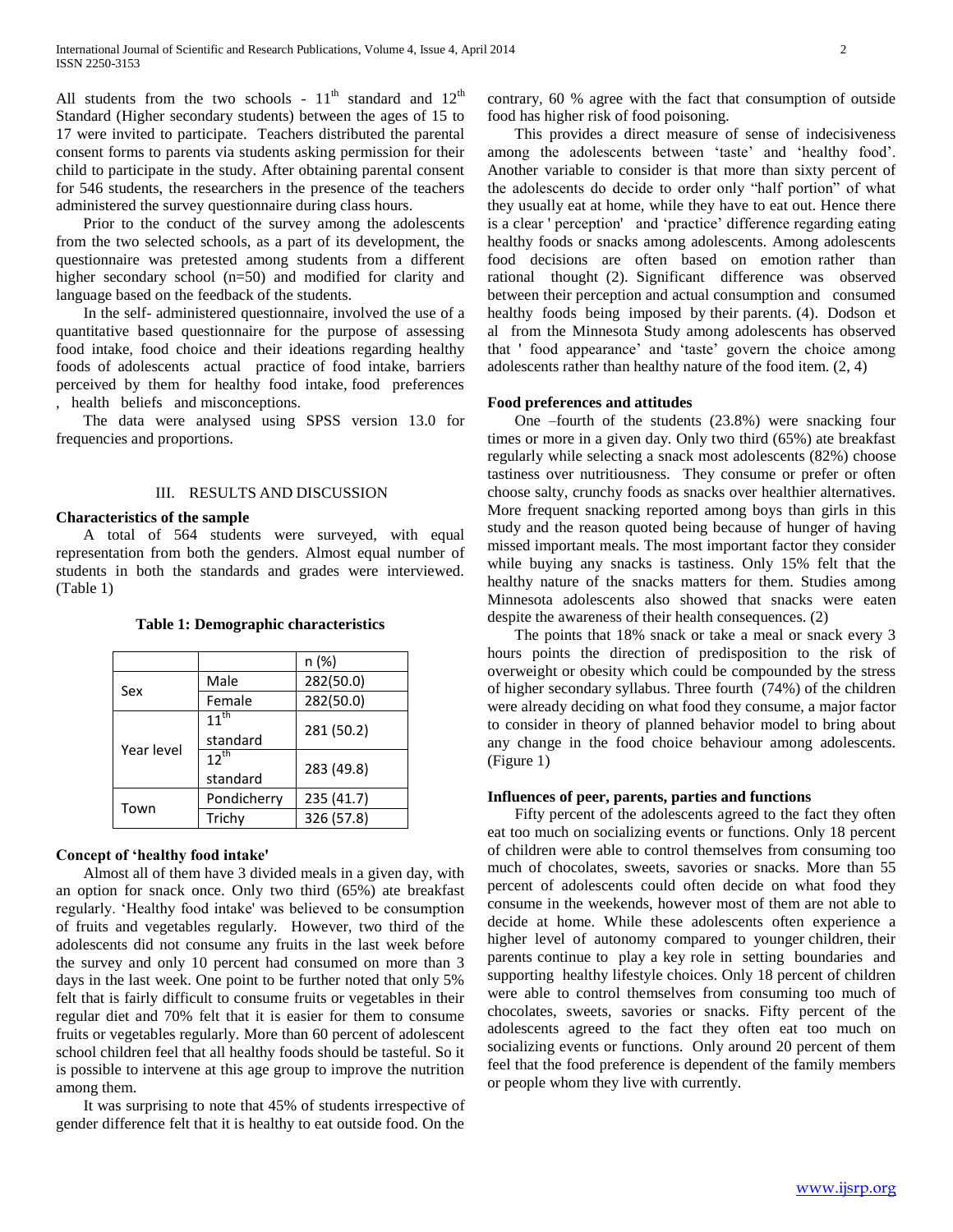All students from the two schools - $11^{th}$ standard and $12^{th}$ Standard (Higher secondary students) between the ages of 15 to 17 were invited to participate. Teachers distributed the parental consent forms to parents via students asking permission for their child to participate in the study. After obtaining parental consent for 546 students, the researchers in the presence of the teachers administered the survey questionnaire during class hours.

Prior to the conduct of the survey among the adolescents from the two selected schools, as a part of its development, the questionnaire was pretested among students from a different higher secondary school (n=50) and modified for clarity and language based on the feedback of the students.

In the self- administered questionnaire, involved the use of a quantitative based questionnaire for the purpose of assessing food intake, food choice and their ideations regarding healthy foods of adolescents actual practice of food intake, barriers perceived by them for healthy food intake, food preferences , health beliefs and misconceptions.

The data were analysed using SPSS version 13.0 for frequencies and proportions.

## III. RESULTS AND DISCUSSION

### Characteristics of the sample

A total of 564 students were surveyed, with equal representation from both the genders. Almost equal number of students in both the standards and grades were interviewed. (Table 1)

**Table 1: Demographic characteristics**

| | | n (%) |
|---|---|---|
| Sex | Male | 282(50.0) |
| | Female | 282(50.0) |
| Year level | $11^{th}$ standard | 281 (50.2) |
| | $12^{th}$ standard | 283 (49.8) |
| Town | Pondicherry | 235 (41.7) |
| | Trichy | 326 (57.8) |

### Concept of 'healthy food intake'

Almost all of them have 3 divided meals in a given day, with an option for snack once. Only two third (65%) ate breakfast regularly. 'Healthy food intake' was believed to be consumption of fruits and vegetables regularly. However, two third of the adolescents did not consume any fruits in the last week before the survey and only 10 percent had consumed on more than 3 days in the last week. One point to be further noted that only 5% felt that is fairly difficult to consume fruits or vegetables in their regular diet and 70% felt that it is easier for them to consume fruits or vegetables regularly. More than 60 percent of adolescent school children feel that all healthy foods should be tasteful. So it is possible to intervene at this age group to improve the nutrition among them.

It was surprising to note that 45% of students irrespective of gender difference felt that it is healthy to eat outside food. On the contrary, 60 % agree with the fact that consumption of outside food has higher risk of food poisoning.

This provides a direct measure of sense of indecisiveness among the adolescents between 'taste' and 'healthy food'. Another variable to consider is that more than sixty percent of the adolescents do decide to order only "half portion" of what they usually eat at home, while they have to eat out. Hence there is a clear ' perception' and 'practice' difference regarding eating healthy foods or snacks among adolescents. Among adolescents food decisions are often based on emotion rather than rational thought (2). Significant difference was observed between their perception and actual consumption and consumed healthy foods being imposed by their parents. (4). Dodson et al from the Minnesota Study among adolescents has observed that ' food appearance' and 'taste' govern the choice among adolescents rather than healthy nature of the food item. (2, 4)

### Food preferences and attitudes

One –fourth of the students (23.8%) were snacking four times or more in a given day. Only two third (65%) ate breakfast regularly while selecting a snack most adolescents (82%) choose tastiness over nutritiousness. They consume or prefer or often choose salty, crunchy foods as snacks over healthier alternatives. More frequent snacking reported among boys than girls in this study and the reason quoted being because of hunger of having missed important meals. The most important factor they consider while buying any snacks is tastiness. Only 15% felt that the healthy nature of the snacks matters for them. Studies among Minnesota adolescents also showed that snacks were eaten despite the awareness of their health consequences. (2)

The points that 18% snack or take a meal or snack every 3 hours points the direction of predisposition to the risk of overweight or obesity which could be compounded by the stress of higher secondary syllabus. Three fourth (74%) of the children were already deciding on what food they consume, a major factor to consider in theory of planned behavior model to bring about any change in the food choice behaviour among adolescents. (Figure 1)

### Influences of peer, parents, parties and functions

Fifty percent of the adolescents agreed to the fact they often eat too much on socializing events or functions. Only 18 percent of children were able to control themselves from consuming too much of chocolates, sweets, savories or snacks. More than 55 percent of adolescents could often decide on what food they consume in the weekends, however most of them are not able to decide at home. While these adolescents often experience a higher level of autonomy compared to younger children, their parents continue to play a key role in setting boundaries and supporting healthy lifestyle choices. Only 18 percent of children were able to control themselves from consuming too much of chocolates, sweets, savories or snacks. Fifty percent of the adolescents agreed to the fact they often eat too much on socializing events or functions. Only around 20 percent of them feel that the food preference is dependent of the family members or people whom they live with currently.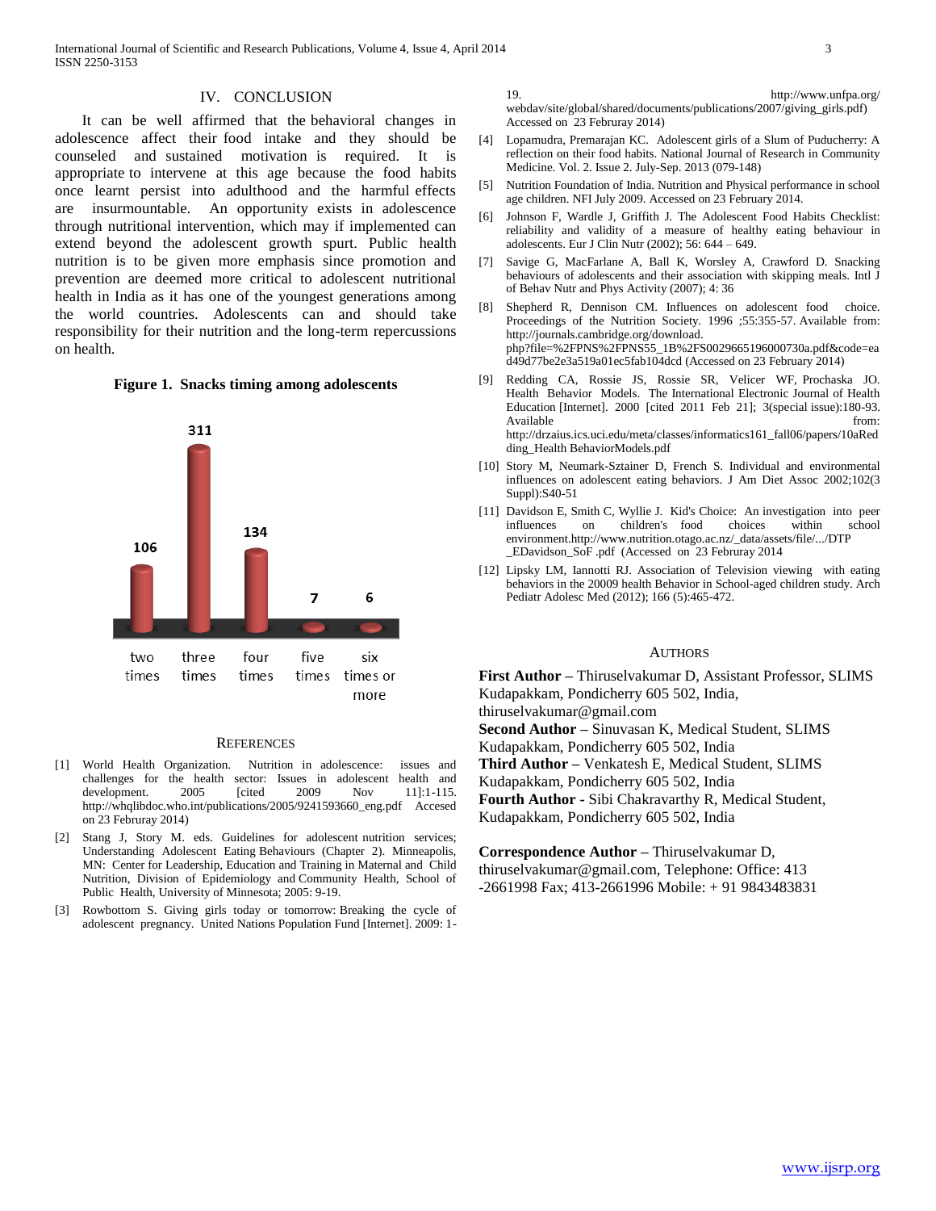## IV. CONCLUSION

It can be well affirmed that the behavioral changes in adolescence affect their food intake and they should be counseled and sustained motivation is required. It is appropriate to intervene at this age because the food habits once learnt persist into adulthood and the harmful effects are insurmountable. An opportunity exists in adolescence through nutritional intervention, which may if implemented can extend beyond the adolescent growth spurt. Public health nutrition is to be given more emphasis since promotion and prevention are deemed more critical to adolescent nutritional health in India as it has one of the youngest generations among the world countries. Adolescents can and should take responsibility for their nutrition and the long-term repercussions on health.

**Figure 1. Snacks timing among adolescents**

311
106
134
7
6

two times
three times
four times
five times
six times or more

## REFERENCES

[1] World Health Organization. Nutrition in adolescence: issues and challenges for the health sector: Issues in adolescent health and development. 2005 [cited 2009 Nov 11]:1-115. http://whqlibdoc.who.int/publications/2005/9241593660_eng.pdf Accesed on 23 Februray 2014)

[2] Stang J, Story M. eds. Guidelines for adolescent nutrition services; Understanding Adolescent Eating Behaviours (Chapter 2). Minneapolis, MN: Center for Leadership, Education and Training in Maternal and Child Nutrition, Division of Epidemiology and Community Health, School of Public Health, University of Minnesota; 2005: 9-19.

[3] Rowbottom S. Giving girls today or tomorrow: Breaking the cycle of adolescent pregnancy. United Nations Population Fund [Internet]. 2009: 1-19. http://www.unfpa.org/webdav/site/global/shared/documents/publications/2007/giving_girls.pdf) Accessed on 23 Februray 2014)

[4] Lopamudra, Premarajan KC. Adolescent girls of a Slum of Puducherry: A reflection on their food habits. National Journal of Research in Community Medicine. Vol. 2. Issue 2. July-Sep. 2013 (079-148)

[5] Nutrition Foundation of India. Nutrition and Physical performance in school age children. NFI July 2009. Accessed on 23 February 2014.

[6] Johnson F, Wardle J, Griffith J. The Adolescent Food Habits Checklist: reliability and validity of a measure of healthy eating behaviour in adolescents. Eur J Clin Nutr (2002); 56: 644 – 649.

[7] Savige G, MacFarlane A, Ball K, Worsley A, Crawford D. Snacking behaviours of adolescents and their association with skipping meals. Intl J of Behav Nutr and Phys Activity (2007); 4: 36

[8] Shepherd R, Dennison CM. Influences on adolescent food choice. Proceedings of the Nutrition Society. 1996 ;55:355-57. Available from: http://journals.cambridge.org/download.php?file=%2FPNS%2FPNS55_1B%2FS0029665196000730a.pdf&code=ead49d77be2e3a519a01ec5fab104dcd (Accessed on 23 February 2014)

[9] Redding CA, Rossie JS, Rossie SR, Velicer WF, Prochaska JO. Health Behavior Models. The International Electronic Journal of Health Education [Internet]. 2000 [cited 2011 Feb 21]; 3(special issue):180-93. Available from: http://drzaius.ics.uci.edu/meta/classes/informatics161_fall06/papers/10aRedding_Health BehaviorModels.pdf

[10] Story M, Neumark-Sztainer D, French S. Individual and environmental influences on adolescent eating behaviors. J Am Diet Assoc 2002;102(3 Suppl):S40-51

[11] Davidson E, Smith C, Wyllie J. Kid's Choice: An investigation into peer influences on children's food choices within school environment.http://www.nutrition.otago.ac.nz/_data/assets/file/.../DTP_EDavidson_SoF .pdf (Accessed on 23 Februray 2014

[12] Lipsky LM, Iannotti RJ. Association of Television viewing with eating behaviors in the 20009 health Behavior in School-aged children study. Arch Pediatr Adolesc Med (2012); 166 (5):465-472.

## AUTHORS

**First Author** – Thiruselvakumar D, Assistant Professor, SLIMS Kudapakkam, Pondicherry 605 502, India, thiruselvakumar@gmail.com

**Second Author** – Sinuvasan K, Medical Student, SLIMS Kudapakkam, Pondicherry 605 502, India

**Third Author** – Venkatesh E, Medical Student, SLIMS Kudapakkam, Pondicherry 605 502, India

**Fourth Author** - Sibi Chakravarthy R, Medical Student, Kudapakkam, Pondicherry 605 502, India

**Correspondence Author** – Thiruselvakumar D, thiruselvakumar@gmail.com, Telephone: Office: 413 -2661998 Fax; 413-2661996 Mobile: + 91 9843483831